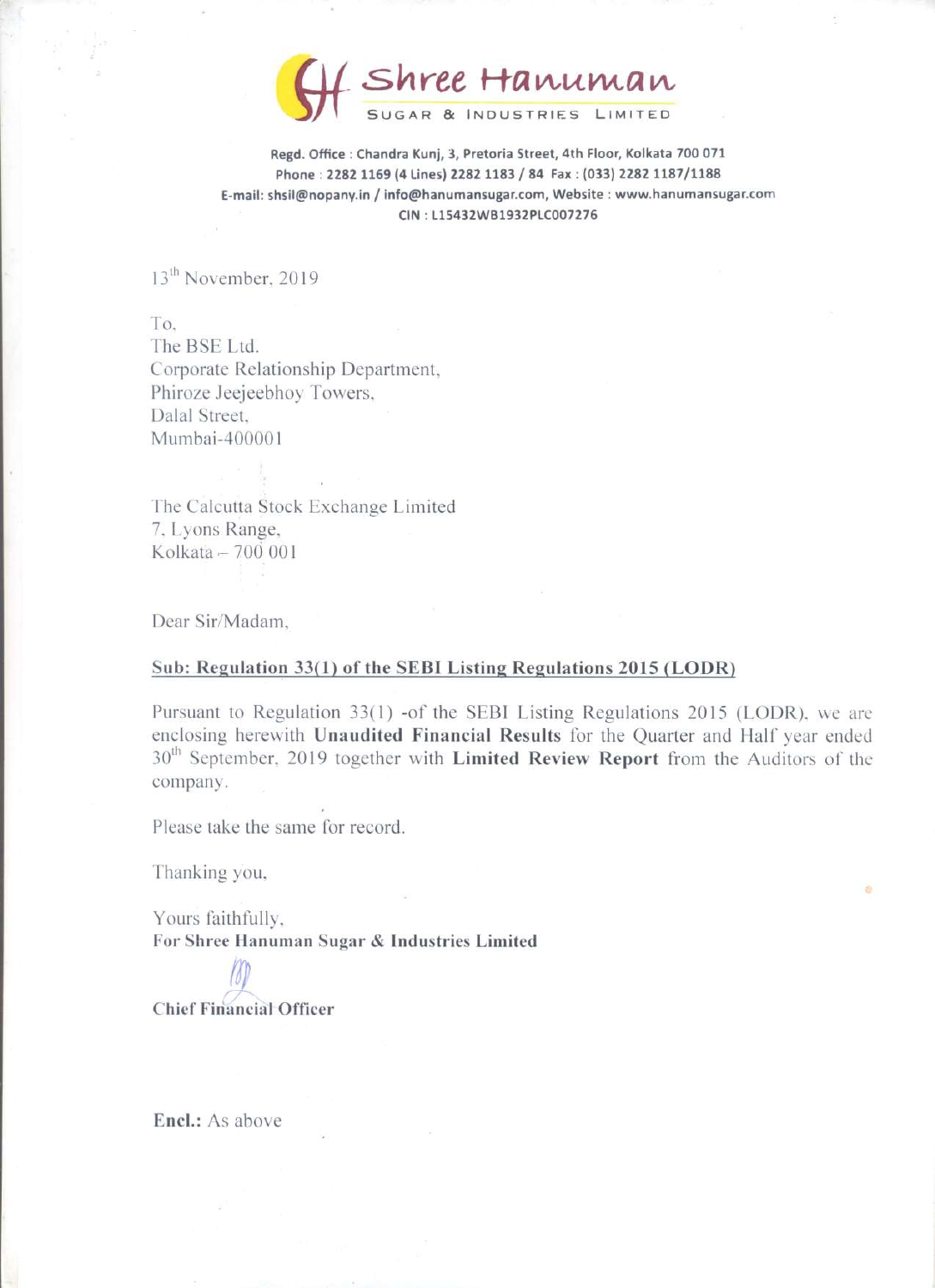# Shree Hanuman

SUGAR & INDUSTRIES LIMITED

**Regd. Office : Chandra Kunj, 3, Pretoria Street, 4th Floor, Kolkata 700 071**
**Phone : 2282 1169 (4 Lines) 2282 1183 / 84 Fax : (033) 2282 1187/1188**
**E-mail: shsil@nopany.in / info@hanumansugar.com, Website : www.hanumansugar.com**
**CIN : L15432WB1932PLC007276**

13th November, 2019

To,
The BSE Ltd.
Corporate Relationship Department,
Phiroze Jeejeebhoy Towers,
Dalal Street,
Mumbai-400001

The Calcutta Stock Exchange Limited
7, Lyons Range,
Kolkata – 700 001

Dear Sir/Madam,

**Sub: Regulation 33(1) of the SEBI Listing Regulations 2015 (LODR)**

Pursuant to Regulation 33(1) -of the SEBI Listing Regulations 2015 (LODR), we are enclosing herewith **Unaudited Financial Results** for the Quarter and Half year ended 30th September, 2019 together with **Limited Review Report** from the Auditors of the company.

Please take the same for record.

Thanking you,

Yours faithfully,
**For Shree Hanuman Sugar & Industries Limited**

**Chief Financial Officer**

**Encl.:** As above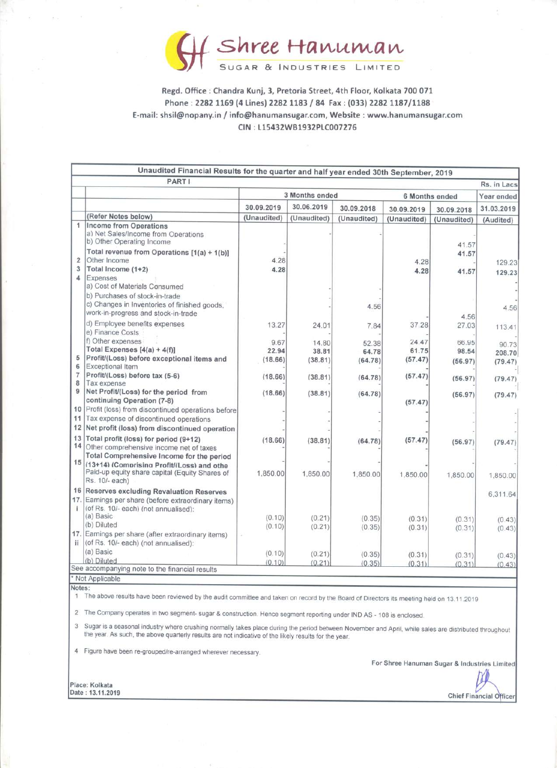# Shree Hanuman

SUGAR & INDUSTRIES LIMITED

Regd. Office : Chandra Kunj, 3, Pretoria Street, 4th Floor, Kolkata 700 071
Phone : 2282 1169 (4 Lines) 2282 1183 / 84 Fax : (033) 2282 1187/1188
E-mail: shsil@nopany.in / info@hanumansugar.com, Website : www.hanumansugar.com
CIN : L15432WB1932PLC007276

**Unaudited Financial Results for the quarter and half year ended 30th September, 2019**

PART I

Rs. in Lacs

| | | 3 Months ended | | | 6 Months ended | | Year ended |
|---|---|---|---|---|---|---|---|
| | | 30.09.2019 | 30.06.2019 | 30.09.2018 | 30.09.2019 | 30.09.2018 | 31.03.2019 |
| | (Refer Notes below) | (Unaudited) | (Unaudited) | (Unaudited) | (Unaudited) | (Unaudited) | (Audited) |
| 1 | **Income from Operations** | | | | | | |
| | a) Net Sales/Income from Operations | | | - | - | | |
| | b) Other Operating Income | - | - | - | - | 41.57 | - |
| | **Total revenue from Operations [1(a) + 1(b)]** | - | | | | 41.57 | |
| 2 | Other Income | 4.28 | | | 4.28 | - | 129.23 |
| 3 | **Total Income (1+2)** | **4.28** | | | **4.28** | **41.57** | **129.23** |
| 4 | Expenses | | | | | | |
| | a) Cost of Materials Consumed | | | - | - | | - |
| | b) Purchases of stock-in-trade | | | - | - | | - |
| | c) Changes in Inventories of finished goods, work-in-progress and stock-in-trade | | - | 4.56 | - | 4.56 | 4.56 |
| | d) Employee benefits expenses | 13.27 | 24.01 | 7.84 | 37.28 | 27.03 | 113.41 |
| | e) Finance Costs | | | | | | |
| | f) Other expenses | 9.67 | 14.80 | 52.38 | 24.47 | 66.95 | 90.73 |
| | **Total Expenses [4(a) + 4(f)]** | **22.94** | **38.81** | **64.78** | **61.75** | **98.54** | **208.70** |
| 5 | **Profit/(Loss) before exceptional items and** | **(18.66)** | **(38.81)** | **(64.78)** | **(57.47)** | **(56.97)** | **(79.47)** |
| 6 | Exceptional Item | | | | | | - |
| 7 | **Profit/(Loss) before tax (5-6)** | **(18.66)** | **(38.81)** | **(64.78)** | **(57.47)** | **(56.97)** | **(79.47)** |
| 8 | Tax expense | | | | | | |
| 9 | **Net Profit/(Loss) for the period from continuing Operation (7-8)** | **(18.66)** | **(38.81)** | **(64.78)** | **(57.47)** | **(56.97)** | **(79.47)** |
| 10 | Profit (loss) from discontinued operations before | - | - | - | - | - | - |
| 11 | Tax expense of discontinued operations | - | - | - | - | - | - |
| 12 | **Net profit (loss) from discontinued operation** | - | - | - | - | - | - |
| 13 | **Total profit (loss) for period (9+12)** | **(18.66)** | **(38.81)** | **(64.78)** | **(57.47)** | **(56.97)** | **(79.47)** |
| 14 | Other comprehensive income net of taxes | - | - | - | - | - | - |
| 15 | **Total Comprehensive Income for the period (13+14) (Comprising Profit/(Loss) and othe** | - | - | - | - | - | - |
| | Paid-up equity share capital (Equity Shares of Rs. 10/- each) | 1,850.00 | 1,850.00 | 1,850.00 | 1,850.00 | 1,850.00 | 1,850.00 |
| 16 | **Reserves excluding Revaluation Reserves** | | | | | | 6,311.64 |
| 17. i | Earnings per share (before extraordinary items) (of Rs. 10/- each) (not annualised): | | | | | | |
| | (a) Basic | (0.10) | (0.21) | (0.35) | (0.31) | (0.31) | (0.43) |
| | (b) Diluted | (0.10) | (0.21) | (0.35) | (0.31) | (0.31) | (0.43) |
| 17. ii | Earnings per share (after extraordinary items) (of Rs. 10/- each) (not annualised): | | | | | | |
| | (a) Basic | (0.10) | (0.21) | (0.35) | (0.31) | (0.31) | (0.43) |
| | (b) Diluted | (0.10) | (0.21) | (0.35) | (0.31) | (0.31) | (0.43) |

See accompanying note to the financial results

* Not Applicable

Notes:

1. The above results have been reviewed by the audit committee and taken on record by the Board of Directors its meeting held on 13.11.2019
2. The Company operates in two segment- sugar & construction. Hence segment reporting under IND AS - 108 is enclosed.
3. Sugar is a seasonal industry where crushing normally takes place during the period between November and April, while sales are distributed throughout the year. As such, the above quarterly results are not indicative of the likely results for the year.
4. Figure have been re-grouped/re-arranged wherever necessary.

For Shree Hanuman Sugar & Industries Limited

Place: Kolkata
Date : 13.11.2019

Chief Financial Officer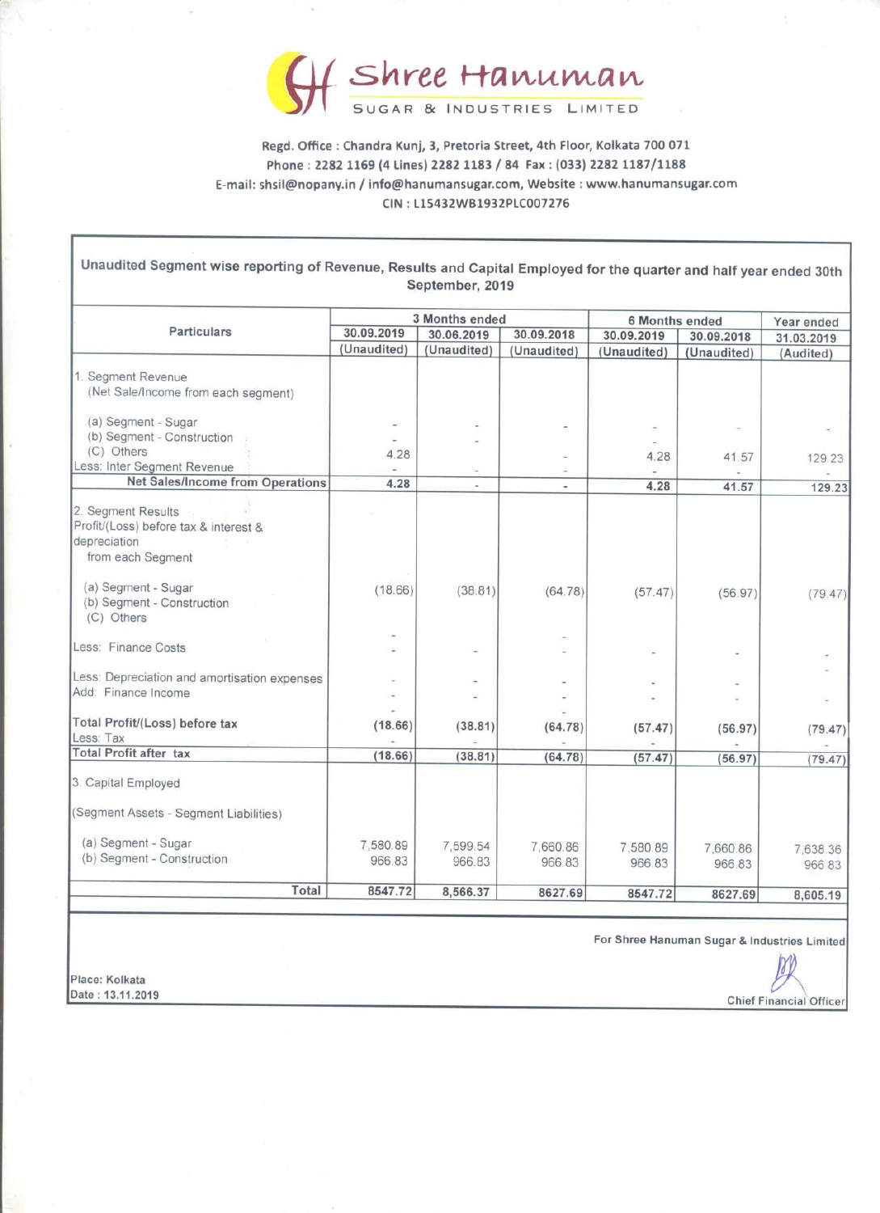# Shree Hanuman

SUGAR & INDUSTRIES LIMITED

Regd. Office : Chandra Kunj, 3, Pretoria Street, 4th Floor, Kolkata 700 071
Phone : 2282 1169 (4 Lines) 2282 1183 / 84 Fax : (033) 2282 1187/1188
E-mail: shsil@nopany.in / info@hanumansugar.com, Website : www.hanumansugar.com
CIN : L15432WB1932PLC007276

## Unaudited Segment wise reporting of Revenue, Results and Capital Employed for the quarter and half year ended 30th September, 2019

| Particulars | 3 Months ended | | | 6 Months ended | | Year ended |
|---|---|---|---|---|---|---|
| | 30.09.2019 | 30.06.2019 | 30.09.2018 | 30.09.2019 | 30.09.2018 | 31.03.2019 |
| | (Unaudited) | (Unaudited) | (Unaudited) | (Unaudited) | (Unaudited) | (Audited) |
| 1. Segment Revenue (Net Sale/Income from each segment) | | | | | | |
| (a) Segment - Sugar | - | - | - | - | - | - |
| (b) Segment - Construction | - | - | | - | | |
| (C) Others | 4.28 | | - | 4.28 | 41.57 | 129.23 |
| Less: Inter Segment Revenue | - | - | - | - | - | - |
| **Net Sales/Income from Operations** | **4.28** | - | - | **4.28** | **41.57** | **129.23** |
| 2. Segment Results Profit/(Loss) before tax & interest & depreciation from each Segment | | | | | | |
| (a) Segment - Sugar | (18.66) | (38.81) | (64.78) | (57.47) | (56.97) | (79.47) |
| (b) Segment - Construction | | | | | | |
| (C) Others | - | | - | | | |
| Less: Finance Costs | - | - | - | - | - | - |
| Less: Depreciation and amortisation expenses | - | - | - | - | - | - |
| Add: Finance Income | - | - | - | - | - | - |
| **Total Profit/(Loss) before tax** | **(18.66)** | **(38.81)** | **(64.78)** | **(57.47)** | **(56.97)** | **(79.47)** |
| Less: Tax | - | - | - | - | - | - |
| **Total Profit after tax** | **(18.66)** | **(38.81)** | **(64.78)** | **(57.47)** | **(56.97)** | **(79.47)** |
| 3. Capital Employed (Segment Assets - Segment Liabilities) | | | | | | |
| (a) Segment - Sugar | 7,580.89 | 7,599.54 | 7,660.86 | 7,580.89 | 7,660.86 | 7,638.36 |
| (b) Segment - Construction | 966.83 | 966.83 | 966.83 | 966.83 | 966.83 | 966.83 |
| **Total** | **8547.72** | **8,566.37** | **8627.69** | **8547.72** | **8627.69** | **8,605.19** |

For Shree Hanuman Sugar & Industries Limited

Place: Kolkata
Date : 13.11.2019

Chief Financial Officer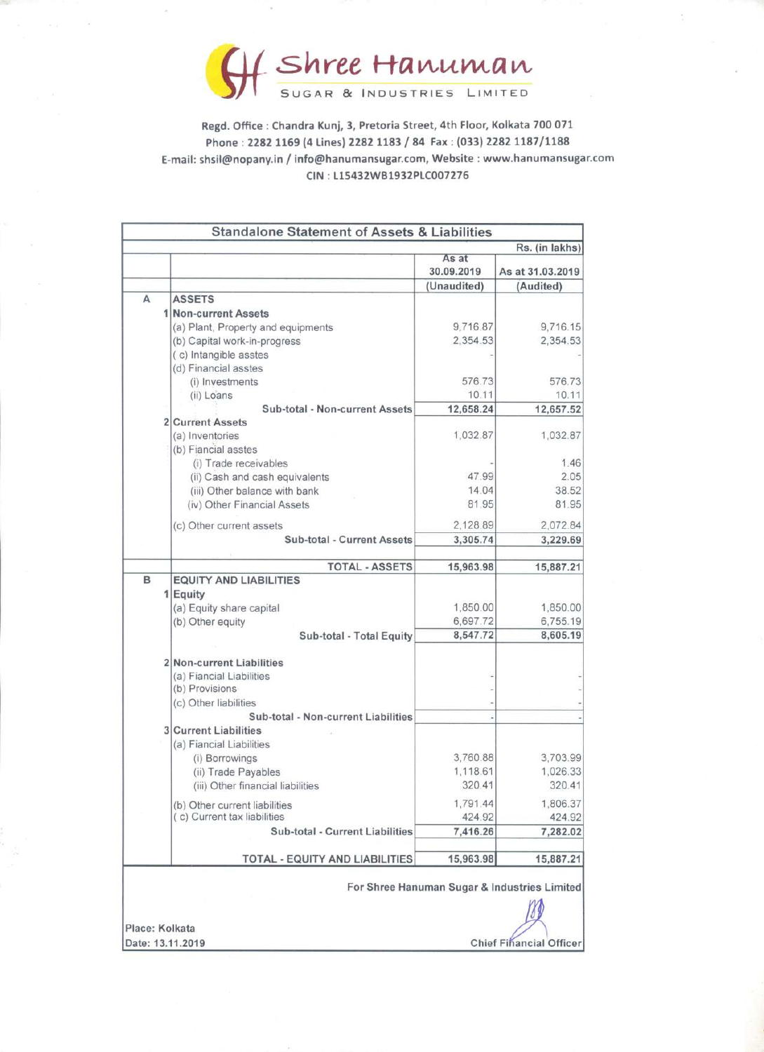# Shree Hanuman

SUGAR & INDUSTRIES LIMITED

Regd. Office : Chandra Kunj, 3, Pretoria Street, 4th Floor, Kolkata 700 071
Phone : 2282 1169 (4 Lines) 2282 1183 / 84 Fax : (033) 2282 1187/1188
E-mail: shsil@nopany.in / info@hanumansugar.com, Website : www.hanumansugar.com
CIN : L15432WB1932PLC007276

## Standalone Statement of Assets & Liabilities

Rs. (in lakhs)

| | | | As at 30.09.2019 | As at 31.03.2019 |
|---|---|---|---|---|
| | | | (Unaudited) | (Audited) |
| A | | ASSETS | | |
| | 1 | Non-current Assets | | |
| | | (a) Plant, Property and equipments | 9,716.87 | 9,716.15 |
| | | (b) Capital work-in-progress | 2,354.53 | 2,354.53 |
| | | ( c) Intangible asstes | - | - |
| | | (d) Financial asstes | | |
| | | (i) Investments | 576.73 | 576.73 |
| | | (ii) Loans | 10.11 | 10.11 |
| | | **Sub-total - Non-current Assets** | **12,658.24** | **12,657.52** |
| | 2 | Current Assets | | |
| | | (a) Inventories | 1,032.87 | 1,032.87 |
| | | (b) Fiancial asstes | | |
| | | (i) Trade receivables | - | 1.46 |
| | | (ii) Cash and cash equivalents | 47.99 | 2.05 |
| | | (iii) Other balance with bank | 14.04 | 38.52 |
| | | (iv) Other Financial Assets | 81.95 | 81.95 |
| | | (c) Other current assets | 2,128.89 | 2,072.84 |
| | | **Sub-total - Current Assets** | **3,305.74** | **3,229.69** |
| | | **TOTAL - ASSETS** | **15,963.98** | **15,887.21** |
| B | | EQUITY AND LIABILITIES | | |
| | 1 | Equity | | |
| | | (a) Equity share capital | 1,850.00 | 1,850.00 |
| | | (b) Other equity | 6,697.72 | 6,755.19 |
| | | **Sub-total - Total Equity** | **8,547.72** | **8,605.19** |
| | 2 | Non-current Liabilities | | |
| | | (a) Fiancial Liabilities | - | - |
| | | (b) Provisions | - | - |
| | | (c) Other liabilities | - | - |
| | | **Sub-total - Non-current Liabilities** | - | - |
| | 3 | Current Liabilities | | |
| | | (a) Fiancial Liabilities | | |
| | | (i) Borrowings | 3,760.88 | 3,703.99 |
| | | (ii) Trade Payables | 1,118.61 | 1,026.33 |
| | | (iii) Other financial liabilities | 320.41 | 320.41 |
| | | (b) Other current liabilities | 1,791.44 | 1,806.37 |
| | | ( c) Current tax liabilities | 424.92 | 424.92 |
| | | **Sub-total - Current Liabilities** | **7,416.26** | **7,282.02** |
| | | **TOTAL - EQUITY AND LIABILITIES** | **15,963.98** | **15,887.21** |

For Shree Hanuman Sugar & Industries Limited

Place: Kolkata
Date: 13.11.2019

Chief Financial Officer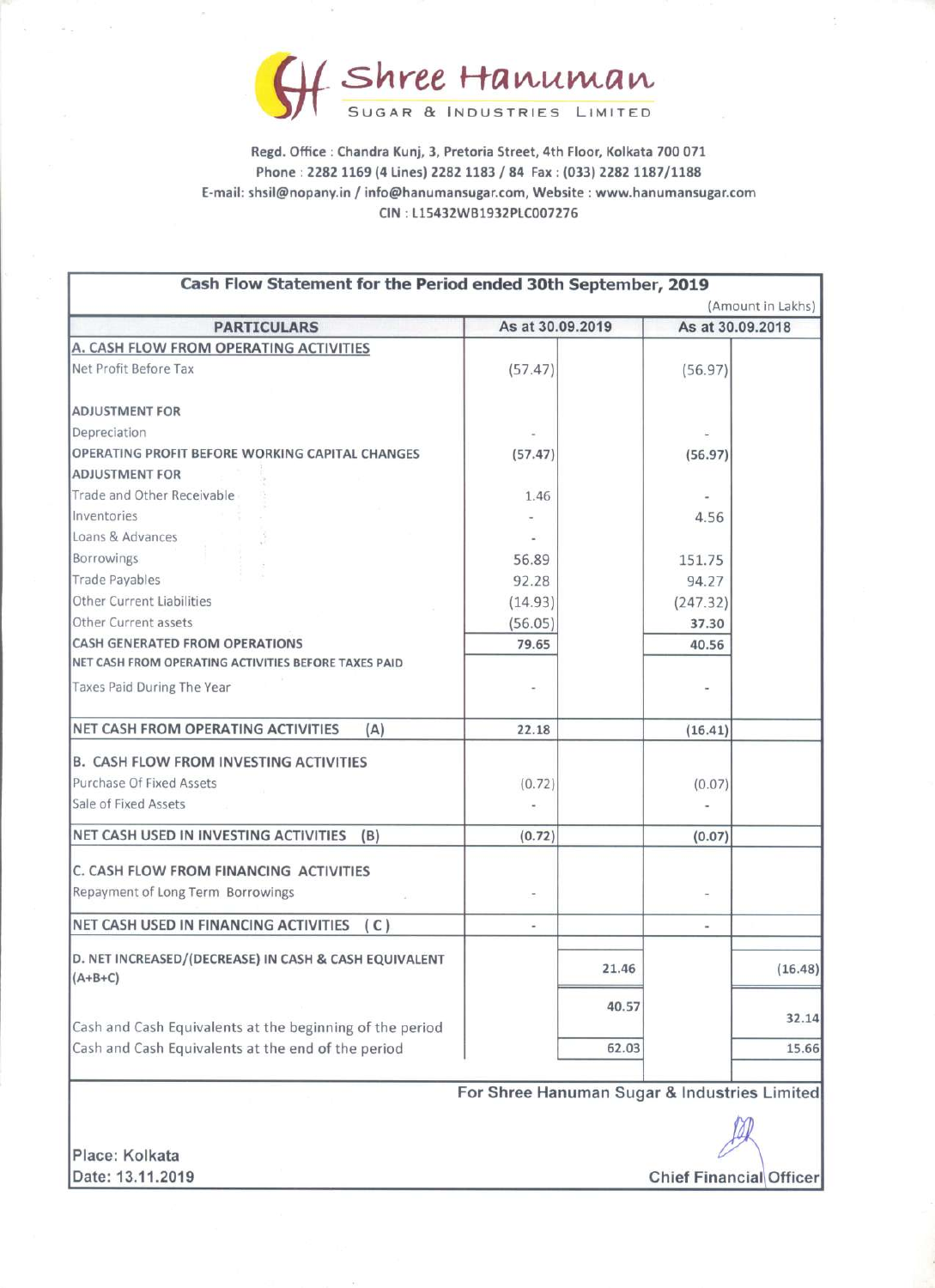# Shree Hanuman

SUGAR & INDUSTRIES LIMITED

Regd. Office : Chandra Kunj, 3, Pretoria Street, 4th Floor, Kolkata 700 071
Phone : 2282 1169 (4 Lines) 2282 1183 / 84 Fax : (033) 2282 1187/1188
E-mail: shsil@nopany.in / info@hanumansugar.com, Website : www.hanumansugar.com
CIN : L15432WB1932PLC007276

## Cash Flow Statement for the Period ended 30th September, 2019

(Amount in Lakhs)

| PARTICULARS | As at 30.09.2019 | | As at 30.09.2018 | |
|---|---|---|---|---|
| **A. CASH FLOW FROM OPERATING ACTIVITIES** | | | | |
| Net Profit Before Tax | (57.47) | | (56.97) | |
| **ADJUSTMENT FOR** | | | | |
| Depreciation | - | | - | |
| **OPERATING PROFIT BEFORE WORKING CAPITAL CHANGES** | (57.47) | | (56.97) | |
| **ADJUSTMENT FOR** | | | | |
| Trade and Other Receivable | 1.46 | | - | |
| Inventories | - | | 4.56 | |
| Loans & Advances | - | | | |
| Borrowings | 56.89 | | 151.75 | |
| Trade Payables | 92.28 | | 94.27 | |
| Other Current Liabilities | (14.93) | | (247.32) | |
| Other Current assets | (56.05) | | 37.30 | |
| **CASH GENERATED FROM OPERATIONS** | 79.65 | | 40.56 | |
| **NET CASH FROM OPERATING ACTIVITIES BEFORE TAXES PAID** | | | | |
| Taxes Paid During The Year | - | | - | |
| **NET CASH FROM OPERATING ACTIVITIES (A)** | 22.18 | | (16.41) | |
| **B. CASH FLOW FROM INVESTING ACTIVITIES** | | | | |
| Purchase Of Fixed Assets | (0.72) | | (0.07) | |
| Sale of Fixed Assets | - | | - | |
| **NET CASH USED IN INVESTING ACTIVITIES (B)** | (0.72) | | (0.07) | |
| **C. CASH FLOW FROM FINANCING ACTIVITIES** | | | | |
| Repayment of Long Term Borrowings | - | | - | |
| **NET CASH USED IN FINANCING ACTIVITIES (C)** | - | | - | |
| **D. NET INCREASED/(DECREASE) IN CASH & CASH EQUIVALENT (A+B+C)** | | 21.46 | | (16.48) |
| Cash and Cash Equivalents at the beginning of the period | | 40.57 | | 32.14 |
| Cash and Cash Equivalents at the end of the period | | 62.03 | | 15.66 |

**For Shree Hanuman Sugar & Industries Limited**

**Chief Financial Officer**

Place: Kolkata
Date: 13.11.2019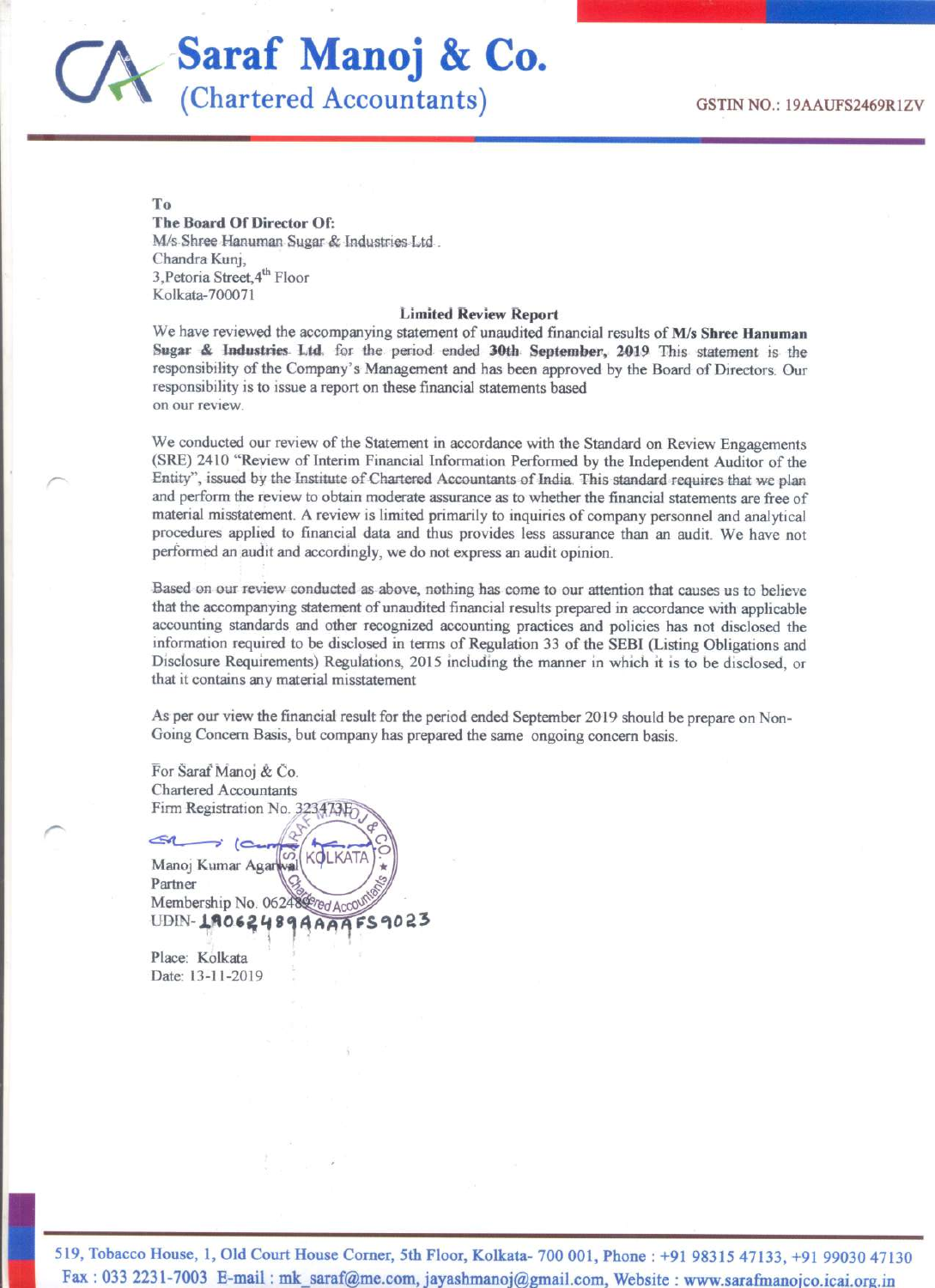# Saraf Manoj & Co.
## (Chartered Accountants)

GSTIN NO.: 19AAUFS2469R1ZV

To
**The Board Of Director Of:**
M/s Shree Hanuman Sugar & Industries Ltd.
Chandra Kunj,
3,Petoria Street,4th Floor
Kolkata-700071

**Limited Review Report**

We have reviewed the accompanying statement of unaudited financial results of **M/s Shree Hanuman Sugar & Industries Ltd.** for the period ended **30th September, 2019** This statement is the responsibility of the Company's Management and has been approved by the Board of Directors. Our responsibility is to issue a report on these financial statements based on our review.

We conducted our review of the Statement in accordance with the Standard on Review Engagements (SRE) 2410 "Review of Interim Financial Information Performed by the Independent Auditor of the Entity", issued by the Institute of Chartered Accountants of India. This standard requires that we plan and perform the review to obtain moderate assurance as to whether the financial statements are free of material misstatement. A review is limited primarily to inquiries of company personnel and analytical procedures applied to financial data and thus provides less assurance than an audit. We have not performed an audit and accordingly, we do not express an audit opinion.

Based on our review conducted as above, nothing has come to our attention that causes us to believe that the accompanying statement of unaudited financial results prepared in accordance with applicable accounting standards and other recognized accounting practices and policies has not disclosed the information required to be disclosed in terms of Regulation 33 of the SEBI (Listing Obligations and Disclosure Requirements) Regulations, 2015 including the manner in which it is to be disclosed, or that it contains any material misstatement

As per our view the financial result for the period ended September 2019 should be prepare on Non-Going Concern Basis, but company has prepared the same ongoing concern basis.

For Saraf Manoj & Co.
Chartered Accountants
Firm Registration No. 323473E

Manoj Kumar Agarwal
Partner
Membership No. 062489
UDIN- 19062489AAAAFS9023

Place: Kolkata
Date: 13-11-2019

519, Tobacco House, 1, Old Court House Corner, 5th Floor, Kolkata- 700 001, Phone : +91 98315 47133, +91 99030 47130
Fax : 033 2231-7003 E-mail : mk_saraf@me.com, jayashmanoj@gmail.com, Website : www.sarafmanojco.icai.org.in